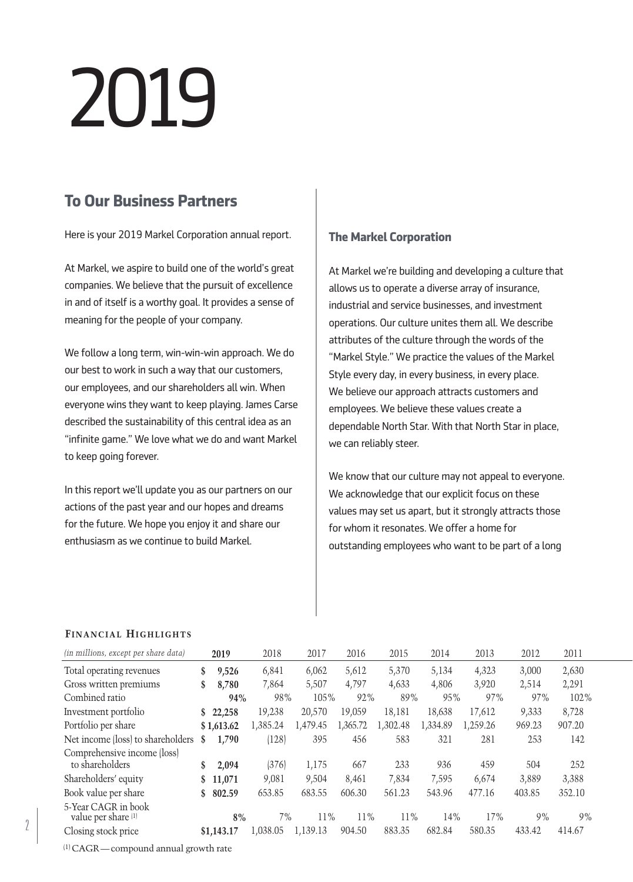# 2019

## To Our Business Partners

Here is your 2019 Markel Corporation annual report.

At Markel, we aspire to build one of the world's great companies. We believe that the pursuit of excellence in and of itself is a worthy goal. It provides a sense of meaning for the people of your company.

We follow a long term, win-win-win approach. We do our best to work in such a way that our customers, our employees, and our shareholders all win. When everyone wins they want to keep playing. James Carse described the sustainability of this central idea as an "infinite game." We love what we do and want Markel to keep going forever.

In this report we'll update you as our partners on our actions of the past year and our hopes and dreams for the future. We hope you enjoy it and share our enthusiasm as we continue to build Markel.

### The Markel Corporation

At Markel we're building and developing a culture that allows us to operate a diverse array of insurance, industrial and service businesses, and investment operations. Our culture unites them all. We describe attributes of the culture through the words of the "Markel Style." We practice the values of the Markel Style every day, in every business, in every place. We believe our approach attracts customers and employees. We believe these values create a dependable North Star. With that North Star in place, we can reliably steer.

We know that our culture may not appeal to everyone. We acknowledge that our explicit focus on these values may set us apart, but it strongly attracts those for whom it resonates. We offer a home for outstanding employees who want to be part of a long

**FINANCIAL HIGHLIGHTS**

| *(in millions, except per share data)* | **2019** | 2018 | 2017 | 2016 | 2015 | 2014 | 2013 | 2012 | 2011 |
|---|---|---|---|---|---|---|---|---|---|
| Total operating revenues | **$ 9,526** | 6,841 | 6,062 | 5,612 | 5,370 | 5,134 | 4,323 | 3,000 | 2,630 |
| Gross written premiums | **$ 8,780** | 7,864 | 5,507 | 4,797 | 4,633 | 4,806 | 3,920 | 2,514 | 2,291 |
| Combined ratio | **94%** | 98% | 105% | 92% | 89% | 95% | 97% | 97% | 102% |
| Investment portfolio | **$ 22,258** | 19,238 | 20,570 | 19,059 | 18,181 | 18,638 | 17,612 | 9,333 | 8,728 |
| Portfolio per share | **$ 1,613.62** | 1,385.24 | 1,479.45 | 1,365.72 | 1,302.48 | 1,334.89 | 1,259.26 | 969.23 | 907.20 |
| Net income (loss) to shareholders | **$ 1,790** | (128) | 395 | 456 | 583 | 321 | 281 | 253 | 142 |
| Comprehensive income (loss) to shareholders | **$ 2,094** | (376) | 1,175 | 667 | 233 | 936 | 459 | 504 | 252 |
| Shareholders' equity | **$ 11,071** | 9,081 | 9,504 | 8,461 | 7,834 | 7,595 | 6,674 | 3,889 | 3,388 |
| Book value per share | **$ 802.59** | 653.85 | 683.55 | 606.30 | 561.23 | 543.96 | 477.16 | 403.85 | 352.10 |
| 5-Year CAGR in book value per share [1] | **8%** | 7% | 11% | 11% | 11% | 14% | 17% | 9% | 9% |
| Closing stock price | **$1,143.17** | 1,038.05 | 1,139.13 | 904.50 | 883.35 | 682.84 | 580.35 | 433.42 | 414.67 |

[1] CAGR—compound annual growth rate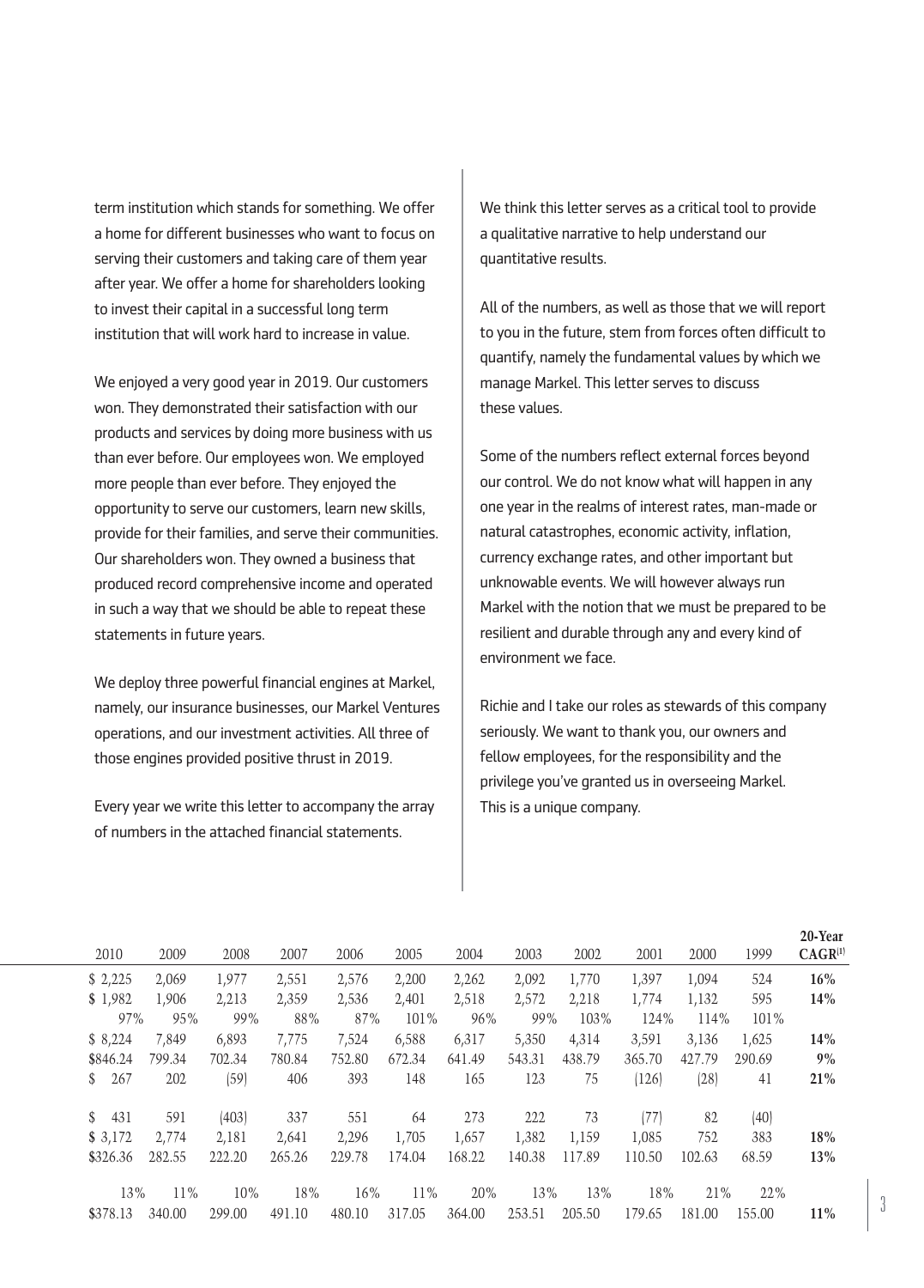term institution which stands for something. We offer a home for different businesses who want to focus on serving their customers and taking care of them year after year. We offer a home for shareholders looking to invest their capital in a successful long term institution that will work hard to increase in value.

We enjoyed a very good year in 2019. Our customers won. They demonstrated their satisfaction with our products and services by doing more business with us than ever before. Our employees won. We employed more people than ever before. They enjoyed the opportunity to serve our customers, learn new skills, provide for their families, and serve their communities. Our shareholders won. They owned a business that produced record comprehensive income and operated in such a way that we should be able to repeat these statements in future years.

We deploy three powerful financial engines at Markel, namely, our insurance businesses, our Markel Ventures operations, and our investment activities. All three of those engines provided positive thrust in 2019.

Every year we write this letter to accompany the array of numbers in the attached financial statements.

We think this letter serves as a critical tool to provide a qualitative narrative to help understand our quantitative results.

All of the numbers, as well as those that we will report to you in the future, stem from forces often difficult to quantify, namely the fundamental values by which we manage Markel. This letter serves to discuss these values.

Some of the numbers reflect external forces beyond our control. We do not know what will happen in any one year in the realms of interest rates, man-made or natural catastrophes, economic activity, inflation, currency exchange rates, and other important but unknowable events. We will however always run Markel with the notion that we must be prepared to be resilient and durable through any and every kind of environment we face.

Richie and I take our roles as stewards of this company seriously. We want to thank you, our owners and fellow employees, for the responsibility and the privilege you've granted us in overseeing Markel. This is a unique company.

| 2010 | 2009 | 2008 | 2007 | 2006 | 2005 | 2004 | 2003 | 2002 | 2001 | 2000 | 1999 | 20-Year CAGR[1] |
|---|---|---|---|---|---|---|---|---|---|---|---|---|
| $ 2,225 | 2,069 | 1,977 | 2,551 | 2,576 | 2,200 | 2,262 | 2,092 | 1,770 | 1,397 | 1,094 | 524 | **16%** |
| $ 1,982 | 1,906 | 2,213 | 2,359 | 2,536 | 2,401 | 2,518 | 2,572 | 2,218 | 1,774 | 1,132 | 595 | **14%** |
| 97% | 95% | 99% | 88% | 87% | 101% | 96% | 99% | 103% | 124% | 114% | 101% | |
| $ 8,224 | 7,849 | 6,893 | 7,775 | 7,524 | 6,588 | 6,317 | 5,350 | 4,314 | 3,591 | 3,136 | 1,625 | **14%** |
| $846.24 | 799.34 | 702.34 | 780.84 | 752.80 | 672.34 | 641.49 | 543.31 | 438.79 | 365.70 | 427.79 | 290.69 | **9%** |
| $ 267 | 202 | (59) | 406 | 393 | 148 | 165 | 123 | 75 | (126) | (28) | 41 | **21%** |
| $ 431 | 591 | (403) | 337 | 551 | 64 | 273 | 222 | 73 | (77) | 82 | (40) | |
| $ 3,172 | 2,774 | 2,181 | 2,641 | 2,296 | 1,705 | 1,657 | 1,382 | 1,159 | 1,085 | 752 | 383 | **18%** |
| $326.36 | 282.55 | 222.20 | 265.26 | 229.78 | 174.04 | 168.22 | 140.38 | 117.89 | 110.50 | 102.63 | 68.59 | **13%** |
| 13% | 11% | 10% | 18% | 16% | 11% | 20% | 13% | 13% | 18% | 21% | 22% | |
| $378.13 | 340.00 | 299.00 | 491.10 | 480.10 | 317.05 | 364.00 | 253.51 | 205.50 | 179.65 | 181.00 | 155.00 | **11%** |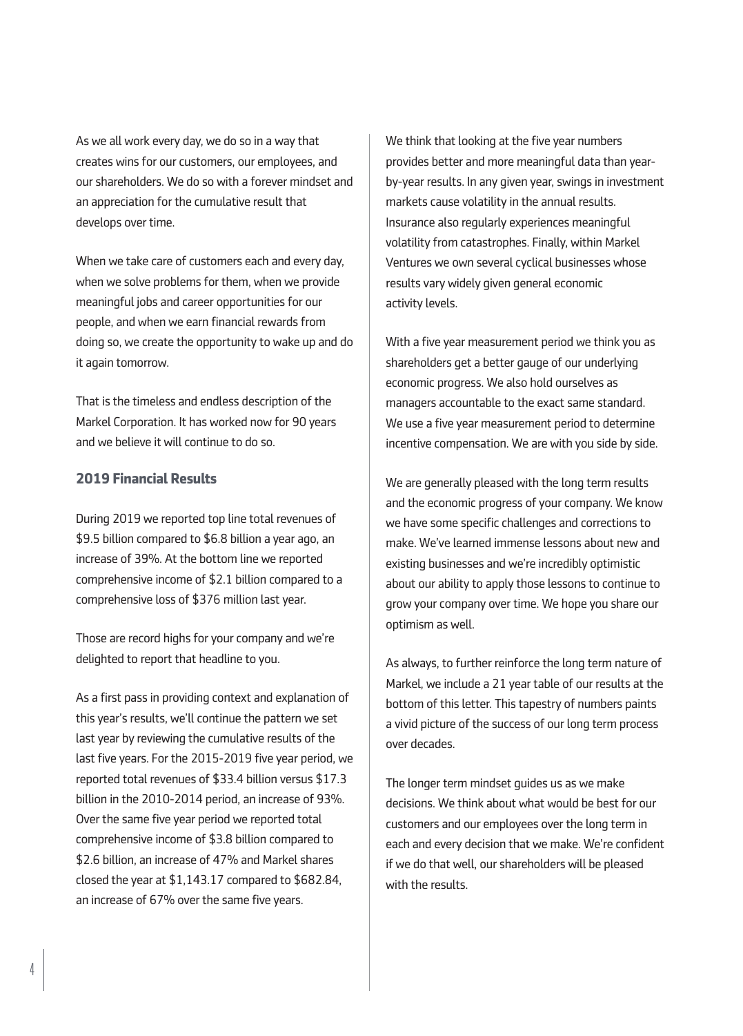As we all work every day, we do so in a way that creates wins for our customers, our employees, and our shareholders. We do so with a forever mindset and an appreciation for the cumulative result that develops over time.

When we take care of customers each and every day, when we solve problems for them, when we provide meaningful jobs and career opportunities for our people, and when we earn financial rewards from doing so, we create the opportunity to wake up and do it again tomorrow.

That is the timeless and endless description of the Markel Corporation. It has worked now for 90 years and we believe it will continue to do so.

## 2019 Financial Results

During 2019 we reported top line total revenues of $9.5 billion compared to $6.8 billion a year ago, an increase of 39%. At the bottom line we reported comprehensive income of $2.1 billion compared to a comprehensive loss of $376 million last year.

Those are record highs for your company and we're delighted to report that headline to you.

As a first pass in providing context and explanation of this year's results, we'll continue the pattern we set last year by reviewing the cumulative results of the last five years. For the 2015-2019 five year period, we reported total revenues of $33.4 billion versus $17.3 billion in the 2010-2014 period, an increase of 93%. Over the same five year period we reported total comprehensive income of $3.8 billion compared to $2.6 billion, an increase of 47% and Markel shares closed the year at $1,143.17 compared to $682.84, an increase of 67% over the same five years.

We think that looking at the five year numbers provides better and more meaningful data than year-by-year results. In any given year, swings in investment markets cause volatility in the annual results. Insurance also regularly experiences meaningful volatility from catastrophes. Finally, within Markel Ventures we own several cyclical businesses whose results vary widely given general economic activity levels.

With a five year measurement period we think you as shareholders get a better gauge of our underlying economic progress. We also hold ourselves as managers accountable to the exact same standard. We use a five year measurement period to determine incentive compensation. We are with you side by side.

We are generally pleased with the long term results and the economic progress of your company. We know we have some specific challenges and corrections to make. We've learned immense lessons about new and existing businesses and we're incredibly optimistic about our ability to apply those lessons to continue to grow your company over time. We hope you share our optimism as well.

As always, to further reinforce the long term nature of Markel, we include a 21 year table of our results at the bottom of this letter. This tapestry of numbers paints a vivid picture of the success of our long term process over decades.

The longer term mindset guides us as we make decisions. We think about what would be best for our customers and our employees over the long term in each and every decision that we make. We're confident if we do that well, our shareholders will be pleased with the results.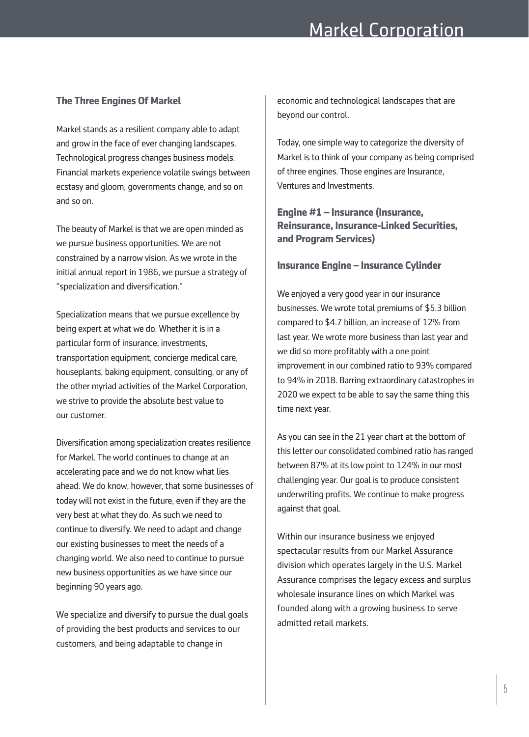### The Three Engines Of Markel

Markel stands as a resilient company able to adapt and grow in the face of ever changing landscapes. Technological progress changes business models. Financial markets experience volatile swings between ecstasy and gloom, governments change, and so on and so on.

The beauty of Markel is that we are open minded as we pursue business opportunities. We are not constrained by a narrow vision. As we wrote in the initial annual report in 1986, we pursue a strategy of "specialization and diversification."

Specialization means that we pursue excellence by being expert at what we do. Whether it is in a particular form of insurance, investments, transportation equipment, concierge medical care, houseplants, baking equipment, consulting, or any of the other myriad activities of the Markel Corporation, we strive to provide the absolute best value to our customer.

Diversification among specialization creates resilience for Markel. The world continues to change at an accelerating pace and we do not know what lies ahead. We do know, however, that some businesses of today will not exist in the future, even if they are the very best at what they do. As such we need to continue to diversify. We need to adapt and change our existing businesses to meet the needs of a changing world. We also need to continue to pursue new business opportunities as we have since our beginning 90 years ago.

We specialize and diversify to pursue the dual goals of providing the best products and services to our customers, and being adaptable to change in economic and technological landscapes that are beyond our control.

Today, one simple way to categorize the diversity of Markel is to think of your company as being comprised of three engines. Those engines are Insurance, Ventures and Investments.

### Engine #1 – Insurance (Insurance, Reinsurance, Insurance-Linked Securities, and Program Services)

#### Insurance Engine – Insurance Cylinder

We enjoyed a very good year in our insurance businesses. We wrote total premiums of $5.3 billion compared to $4.7 billion, an increase of 12% from last year. We wrote more business than last year and we did so more profitably with a one point improvement in our combined ratio to 93% compared to 94% in 2018. Barring extraordinary catastrophes in 2020 we expect to be able to say the same thing this time next year.

As you can see in the 21 year chart at the bottom of this letter our consolidated combined ratio has ranged between 87% at its low point to 124% in our most challenging year. Our goal is to produce consistent underwriting profits. We continue to make progress against that goal.

Within our insurance business we enjoyed spectacular results from our Markel Assurance division which operates largely in the U.S. Markel Assurance comprises the legacy excess and surplus wholesale insurance lines on which Markel was founded along with a growing business to serve admitted retail markets.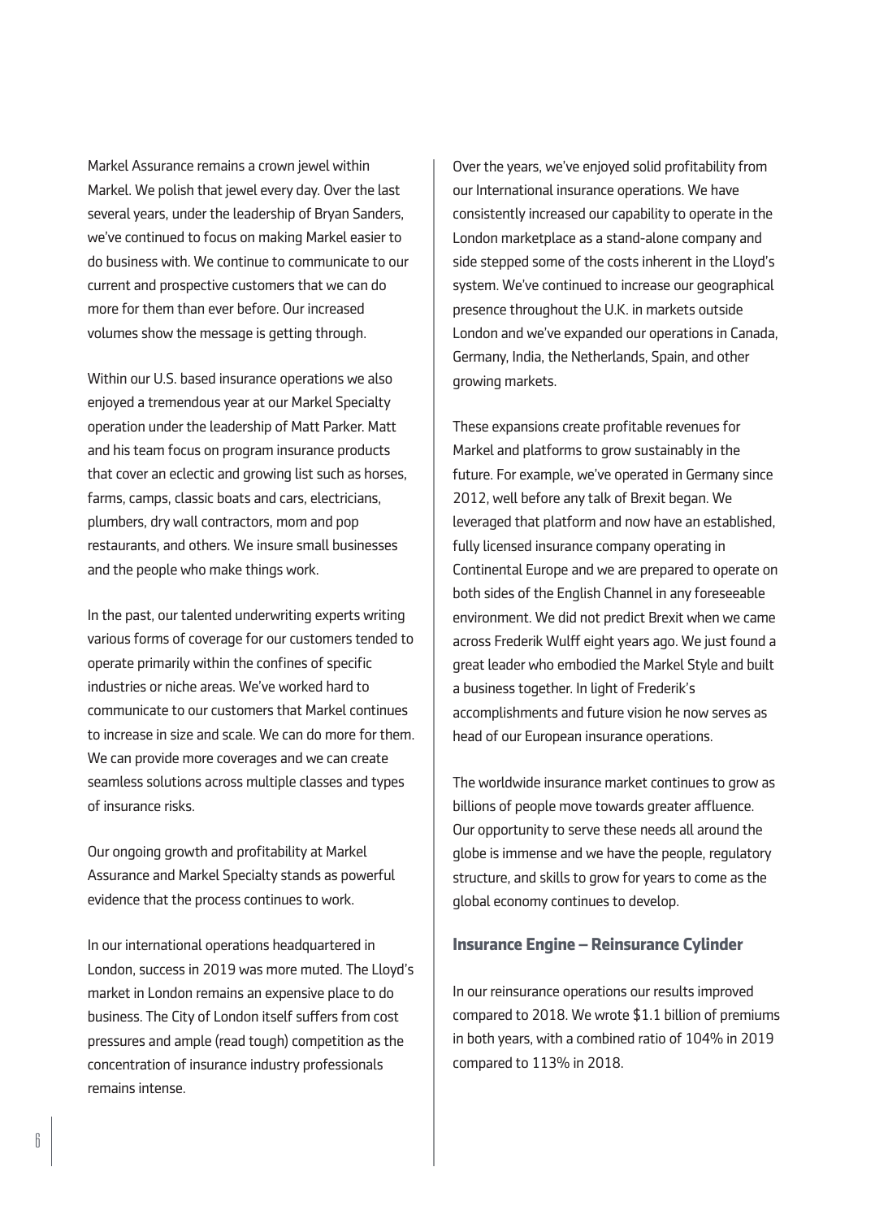Markel Assurance remains a crown jewel within Markel. We polish that jewel every day. Over the last several years, under the leadership of Bryan Sanders, we've continued to focus on making Markel easier to do business with. We continue to communicate to our current and prospective customers that we can do more for them than ever before. Our increased volumes show the message is getting through.

Within our U.S. based insurance operations we also enjoyed a tremendous year at our Markel Specialty operation under the leadership of Matt Parker. Matt and his team focus on program insurance products that cover an eclectic and growing list such as horses, farms, camps, classic boats and cars, electricians, plumbers, dry wall contractors, mom and pop restaurants, and others. We insure small businesses and the people who make things work.

In the past, our talented underwriting experts writing various forms of coverage for our customers tended to operate primarily within the confines of specific industries or niche areas. We've worked hard to communicate to our customers that Markel continues to increase in size and scale. We can do more for them. We can provide more coverages and we can create seamless solutions across multiple classes and types of insurance risks.

Our ongoing growth and profitability at Markel Assurance and Markel Specialty stands as powerful evidence that the process continues to work.

In our international operations headquartered in London, success in 2019 was more muted. The Lloyd's market in London remains an expensive place to do business. The City of London itself suffers from cost pressures and ample (read tough) competition as the concentration of insurance industry professionals remains intense.

Over the years, we've enjoyed solid profitability from our International insurance operations. We have consistently increased our capability to operate in the London marketplace as a stand-alone company and side stepped some of the costs inherent in the Lloyd's system. We've continued to increase our geographical presence throughout the U.K. in markets outside London and we've expanded our operations in Canada, Germany, India, the Netherlands, Spain, and other growing markets.

These expansions create profitable revenues for Markel and platforms to grow sustainably in the future. For example, we've operated in Germany since 2012, well before any talk of Brexit began. We leveraged that platform and now have an established, fully licensed insurance company operating in Continental Europe and we are prepared to operate on both sides of the English Channel in any foreseeable environment. We did not predict Brexit when we came across Frederik Wulff eight years ago. We just found a great leader who embodied the Markel Style and built a business together. In light of Frederik's accomplishments and future vision he now serves as head of our European insurance operations.

The worldwide insurance market continues to grow as billions of people move towards greater affluence. Our opportunity to serve these needs all around the globe is immense and we have the people, regulatory structure, and skills to grow for years to come as the global economy continues to develop.

### Insurance Engine – Reinsurance Cylinder

In our reinsurance operations our results improved compared to 2018. We wrote $1.1 billion of premiums in both years, with a combined ratio of 104% in 2019 compared to 113% in 2018.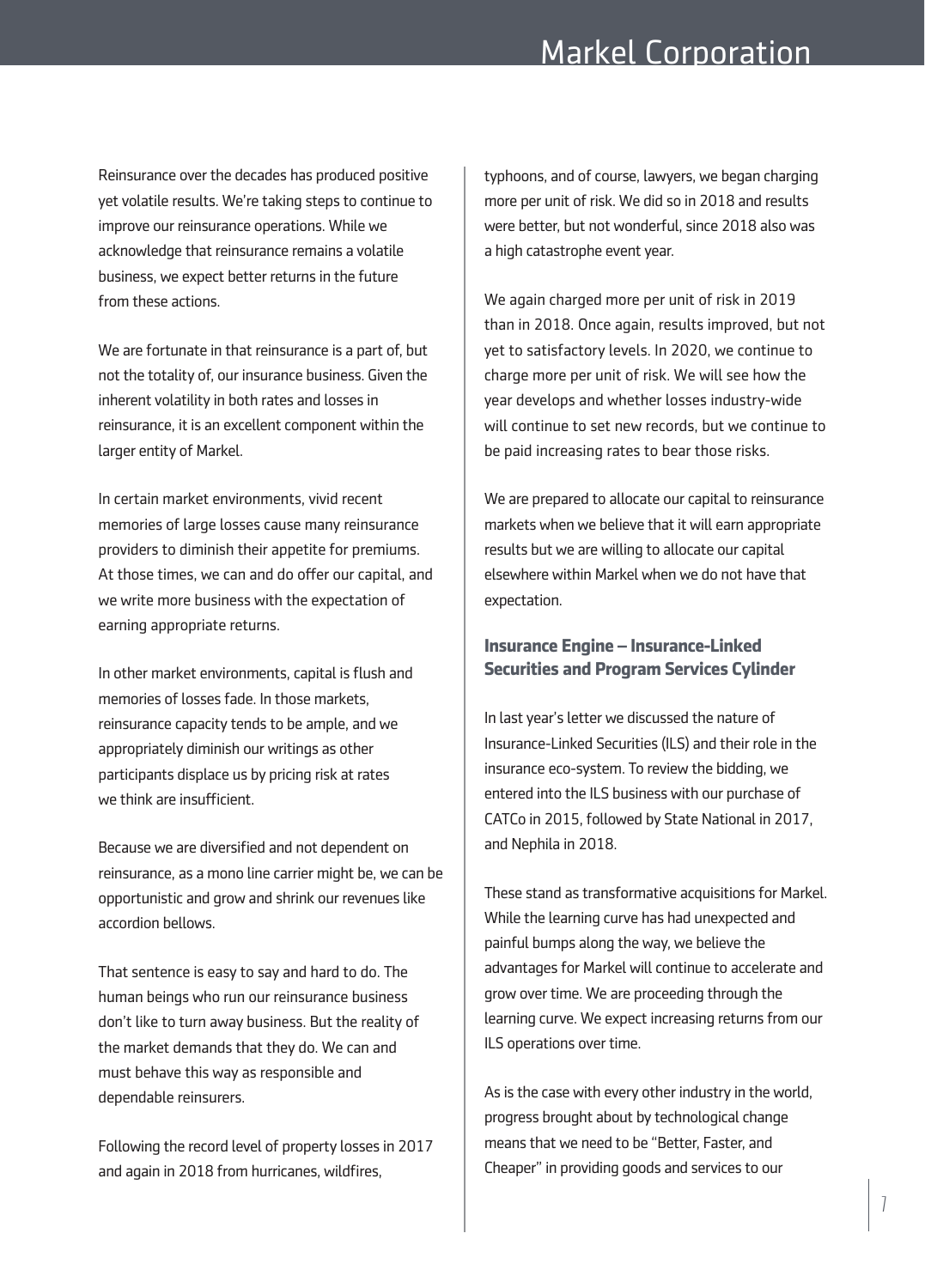Reinsurance over the decades has produced positive yet volatile results. We're taking steps to continue to improve our reinsurance operations. While we acknowledge that reinsurance remains a volatile business, we expect better returns in the future from these actions.

We are fortunate in that reinsurance is a part of, but not the totality of, our insurance business. Given the inherent volatility in both rates and losses in reinsurance, it is an excellent component within the larger entity of Markel.

In certain market environments, vivid recent memories of large losses cause many reinsurance providers to diminish their appetite for premiums. At those times, we can and do offer our capital, and we write more business with the expectation of earning appropriate returns.

In other market environments, capital is flush and memories of losses fade. In those markets, reinsurance capacity tends to be ample, and we appropriately diminish our writings as other participants displace us by pricing risk at rates we think are insufficient.

Because we are diversified and not dependent on reinsurance, as a mono line carrier might be, we can be opportunistic and grow and shrink our revenues like accordion bellows.

That sentence is easy to say and hard to do. The human beings who run our reinsurance business don't like to turn away business. But the reality of the market demands that they do. We can and must behave this way as responsible and dependable reinsurers.

Following the record level of property losses in 2017 and again in 2018 from hurricanes, wildfires, typhoons, and of course, lawyers, we began charging more per unit of risk. We did so in 2018 and results were better, but not wonderful, since 2018 also was a high catastrophe event year.

We again charged more per unit of risk in 2019 than in 2018. Once again, results improved, but not yet to satisfactory levels. In 2020, we continue to charge more per unit of risk. We will see how the year develops and whether losses industry-wide will continue to set new records, but we continue to be paid increasing rates to bear those risks.

We are prepared to allocate our capital to reinsurance markets when we believe that it will earn appropriate results but we are willing to allocate our capital elsewhere within Markel when we do not have that expectation.

### Insurance Engine – Insurance-Linked Securities and Program Services Cylinder

In last year's letter we discussed the nature of Insurance-Linked Securities (ILS) and their role in the insurance eco-system. To review the bidding, we entered into the ILS business with our purchase of CATCo in 2015, followed by State National in 2017, and Nephila in 2018.

These stand as transformative acquisitions for Markel. While the learning curve has had unexpected and painful bumps along the way, we believe the advantages for Markel will continue to accelerate and grow over time. We are proceeding through the learning curve. We expect increasing returns from our ILS operations over time.

As is the case with every other industry in the world, progress brought about by technological change means that we need to be "Better, Faster, and Cheaper" in providing goods and services to our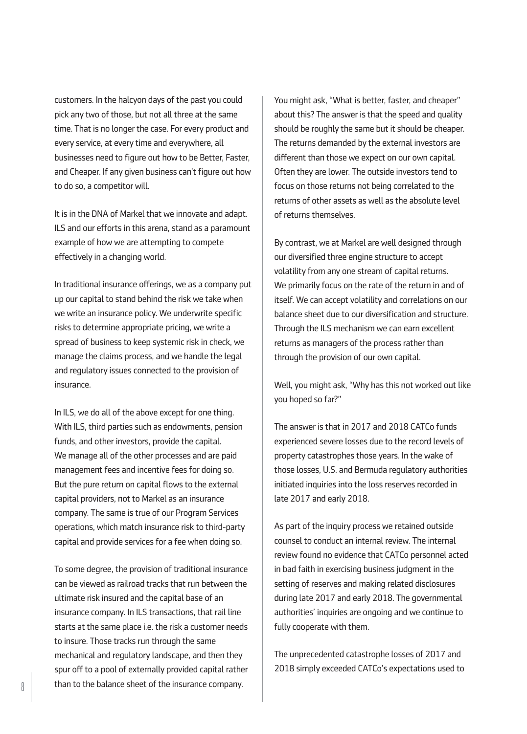customers. In the halcyon days of the past you could pick any two of those, but not all three at the same time. That is no longer the case. For every product and every service, at every time and everywhere, all businesses need to figure out how to be Better, Faster, and Cheaper. If any given business can't figure out how to do so, a competitor will.

It is in the DNA of Markel that we innovate and adapt. ILS and our efforts in this arena, stand as a paramount example of how we are attempting to compete effectively in a changing world.

In traditional insurance offerings, we as a company put up our capital to stand behind the risk we take when we write an insurance policy. We underwrite specific risks to determine appropriate pricing, we write a spread of business to keep systemic risk in check, we manage the claims process, and we handle the legal and regulatory issues connected to the provision of insurance.

In ILS, we do all of the above except for one thing. With ILS, third parties such as endowments, pension funds, and other investors, provide the capital. We manage all of the other processes and are paid management fees and incentive fees for doing so. But the pure return on capital flows to the external capital providers, not to Markel as an insurance company. The same is true of our Program Services operations, which match insurance risk to third-party capital and provide services for a fee when doing so.

To some degree, the provision of traditional insurance can be viewed as railroad tracks that run between the ultimate risk insured and the capital base of an insurance company. In ILS transactions, that rail line starts at the same place i.e. the risk a customer needs to insure. Those tracks run through the same mechanical and regulatory landscape, and then they spur off to a pool of externally provided capital rather than to the balance sheet of the insurance company.

You might ask, "What is better, faster, and cheaper" about this? The answer is that the speed and quality should be roughly the same but it should be cheaper. The returns demanded by the external investors are different than those we expect on our own capital. Often they are lower. The outside investors tend to focus on those returns not being correlated to the returns of other assets as well as the absolute level of returns themselves.

By contrast, we at Markel are well designed through our diversified three engine structure to accept volatility from any one stream of capital returns. We primarily focus on the rate of the return in and of itself. We can accept volatility and correlations on our balance sheet due to our diversification and structure. Through the ILS mechanism we can earn excellent returns as managers of the process rather than through the provision of our own capital.

Well, you might ask, "Why has this not worked out like you hoped so far?"

The answer is that in 2017 and 2018 CATCo funds experienced severe losses due to the record levels of property catastrophes those years. In the wake of those losses, U.S. and Bermuda regulatory authorities initiated inquiries into the loss reserves recorded in late 2017 and early 2018.

As part of the inquiry process we retained outside counsel to conduct an internal review. The internal review found no evidence that CATCo personnel acted in bad faith in exercising business judgment in the setting of reserves and making related disclosures during late 2017 and early 2018. The governmental authorities' inquiries are ongoing and we continue to fully cooperate with them.

The unprecedented catastrophe losses of 2017 and 2018 simply exceeded CATCo's expectations used to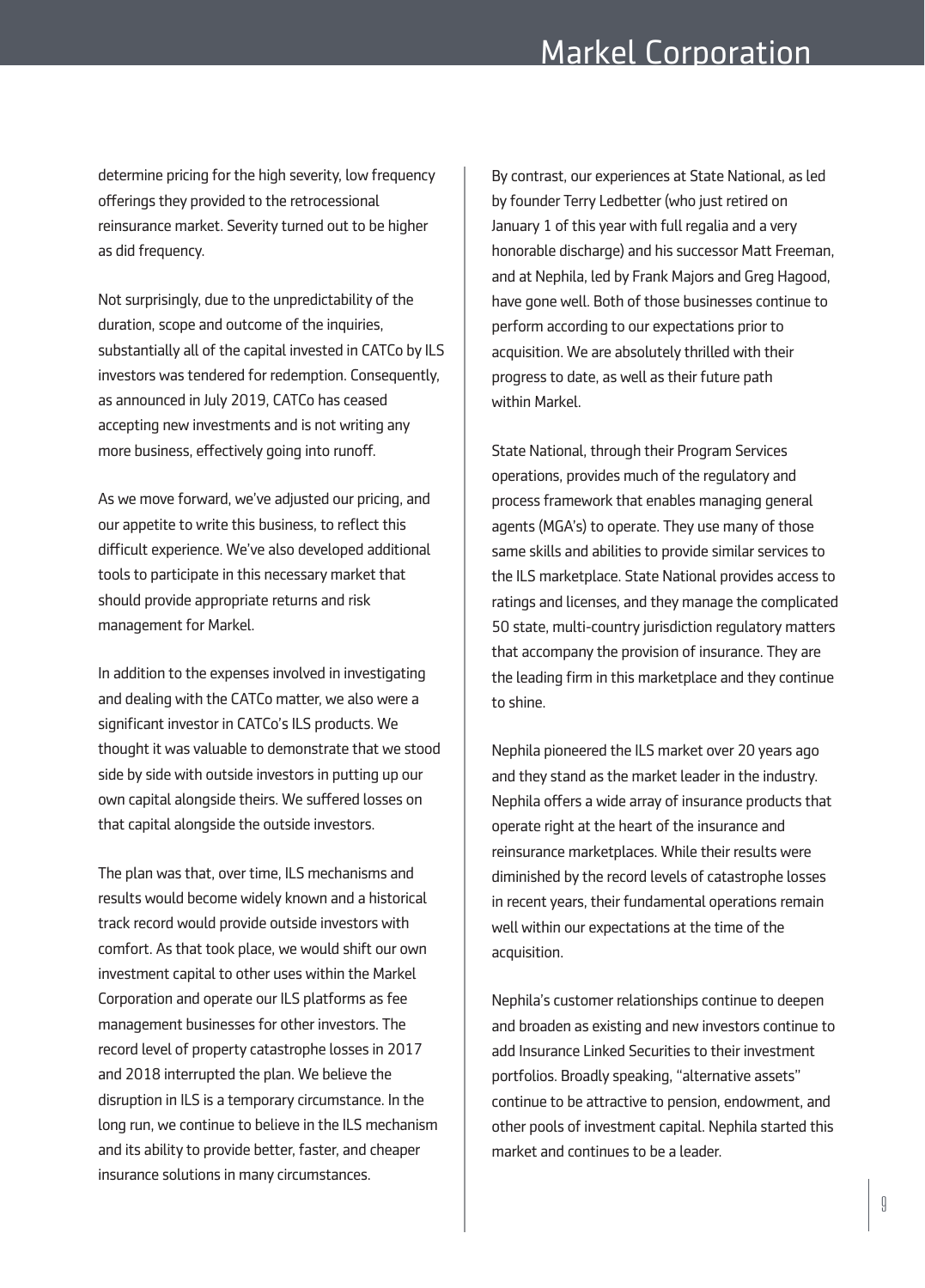determine pricing for the high severity, low frequency offerings they provided to the retrocessional reinsurance market. Severity turned out to be higher as did frequency.

Not surprisingly, due to the unpredictability of the duration, scope and outcome of the inquiries, substantially all of the capital invested in CATCo by ILS investors was tendered for redemption. Consequently, as announced in July 2019, CATCo has ceased accepting new investments and is not writing any more business, effectively going into runoff.

As we move forward, we've adjusted our pricing, and our appetite to write this business, to reflect this difficult experience. We've also developed additional tools to participate in this necessary market that should provide appropriate returns and risk management for Markel.

In addition to the expenses involved in investigating and dealing with the CATCo matter, we also were a significant investor in CATCo's ILS products. We thought it was valuable to demonstrate that we stood side by side with outside investors in putting up our own capital alongside theirs. We suffered losses on that capital alongside the outside investors.

The plan was that, over time, ILS mechanisms and results would become widely known and a historical track record would provide outside investors with comfort. As that took place, we would shift our own investment capital to other uses within the Markel Corporation and operate our ILS platforms as fee management businesses for other investors. The record level of property catastrophe losses in 2017 and 2018 interrupted the plan. We believe the disruption in ILS is a temporary circumstance. In the long run, we continue to believe in the ILS mechanism and its ability to provide better, faster, and cheaper insurance solutions in many circumstances.

By contrast, our experiences at State National, as led by founder Terry Ledbetter (who just retired on January 1 of this year with full regalia and a very honorable discharge) and his successor Matt Freeman, and at Nephila, led by Frank Majors and Greg Hagood, have gone well. Both of those businesses continue to perform according to our expectations prior to acquisition. We are absolutely thrilled with their progress to date, as well as their future path within Markel.

State National, through their Program Services operations, provides much of the regulatory and process framework that enables managing general agents (MGA's) to operate. They use many of those same skills and abilities to provide similar services to the ILS marketplace. State National provides access to ratings and licenses, and they manage the complicated 50 state, multi-country jurisdiction regulatory matters that accompany the provision of insurance. They are the leading firm in this marketplace and they continue to shine.

Nephila pioneered the ILS market over 20 years ago and they stand as the market leader in the industry. Nephila offers a wide array of insurance products that operate right at the heart of the insurance and reinsurance marketplaces. While their results were diminished by the record levels of catastrophe losses in recent years, their fundamental operations remain well within our expectations at the time of the acquisition.

Nephila's customer relationships continue to deepen and broaden as existing and new investors continue to add Insurance Linked Securities to their investment portfolios. Broadly speaking, "alternative assets" continue to be attractive to pension, endowment, and other pools of investment capital. Nephila started this market and continues to be a leader.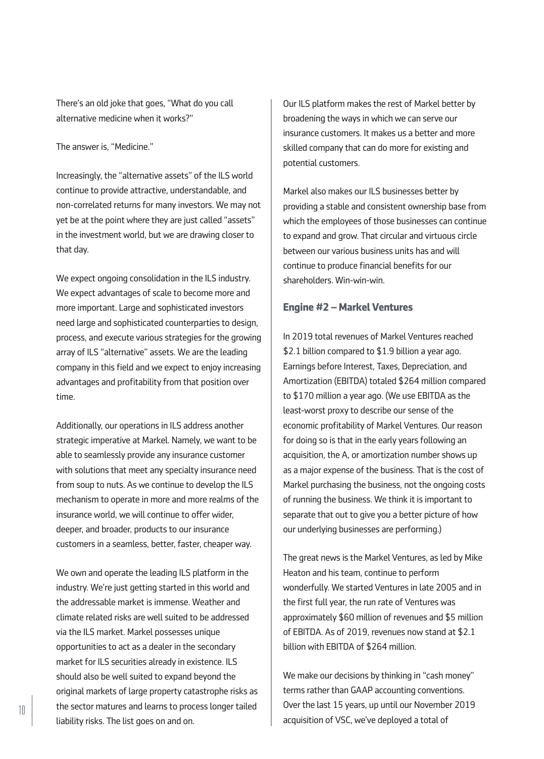There's an old joke that goes, "What do you call alternative medicine when it works?"

The answer is, "Medicine."

Increasingly, the "alternative assets" of the ILS world continue to provide attractive, understandable, and non-correlated returns for many investors. We may not yet be at the point where they are just called "assets" in the investment world, but we are drawing closer to that day.

We expect ongoing consolidation in the ILS industry. We expect advantages of scale to become more and more important. Large and sophisticated investors need large and sophisticated counterparties to design, process, and execute various strategies for the growing array of ILS "alternative" assets. We are the leading company in this field and we expect to enjoy increasing advantages and profitability from that position over time.

Additionally, our operations in ILS address another strategic imperative at Markel. Namely, we want to be able to seamlessly provide any insurance customer with solutions that meet any specialty insurance need from soup to nuts. As we continue to develop the ILS mechanism to operate in more and more realms of the insurance world, we will continue to offer wider, deeper, and broader, products to our insurance customers in a seamless, better, faster, cheaper way.

We own and operate the leading ILS platform in the industry. We're just getting started in this world and the addressable market is immense. Weather and climate related risks are well suited to be addressed via the ILS market. Markel possesses unique opportunities to act as a dealer in the secondary market for ILS securities already in existence. ILS should also be well suited to expand beyond the original markets of large property catastrophe risks as the sector matures and learns to process longer tailed liability risks. The list goes on and on.

Our ILS platform makes the rest of Markel better by broadening the ways in which we can serve our insurance customers. It makes us a better and more skilled company that can do more for existing and potential customers.

Markel also makes our ILS businesses better by providing a stable and consistent ownership base from which the employees of those businesses can continue to expand and grow. That circular and virtuous circle between our various business units has and will continue to produce financial benefits for our shareholders. Win-win-win.

### Engine #2 – Markel Ventures

In 2019 total revenues of Markel Ventures reached $2.1 billion compared to $1.9 billion a year ago. Earnings before Interest, Taxes, Depreciation, and Amortization (EBITDA) totaled $264 million compared to $170 million a year ago. (We use EBITDA as the least-worst proxy to describe our sense of the economic profitability of Markel Ventures. Our reason for doing so is that in the early years following an acquisition, the A, or amortization number shows up as a major expense of the business. That is the cost of Markel purchasing the business, not the ongoing costs of running the business. We think it is important to separate that out to give you a better picture of how our underlying businesses are performing.)

The great news is the Markel Ventures, as led by Mike Heaton and his team, continue to perform wonderfully. We started Ventures in late 2005 and in the first full year, the run rate of Ventures was approximately $60 million of revenues and $5 million of EBITDA. As of 2019, revenues now stand at $2.1 billion with EBITDA of $264 million.

We make our decisions by thinking in "cash money" terms rather than GAAP accounting conventions. Over the last 15 years, up until our November 2019 acquisition of VSC, we've deployed a total of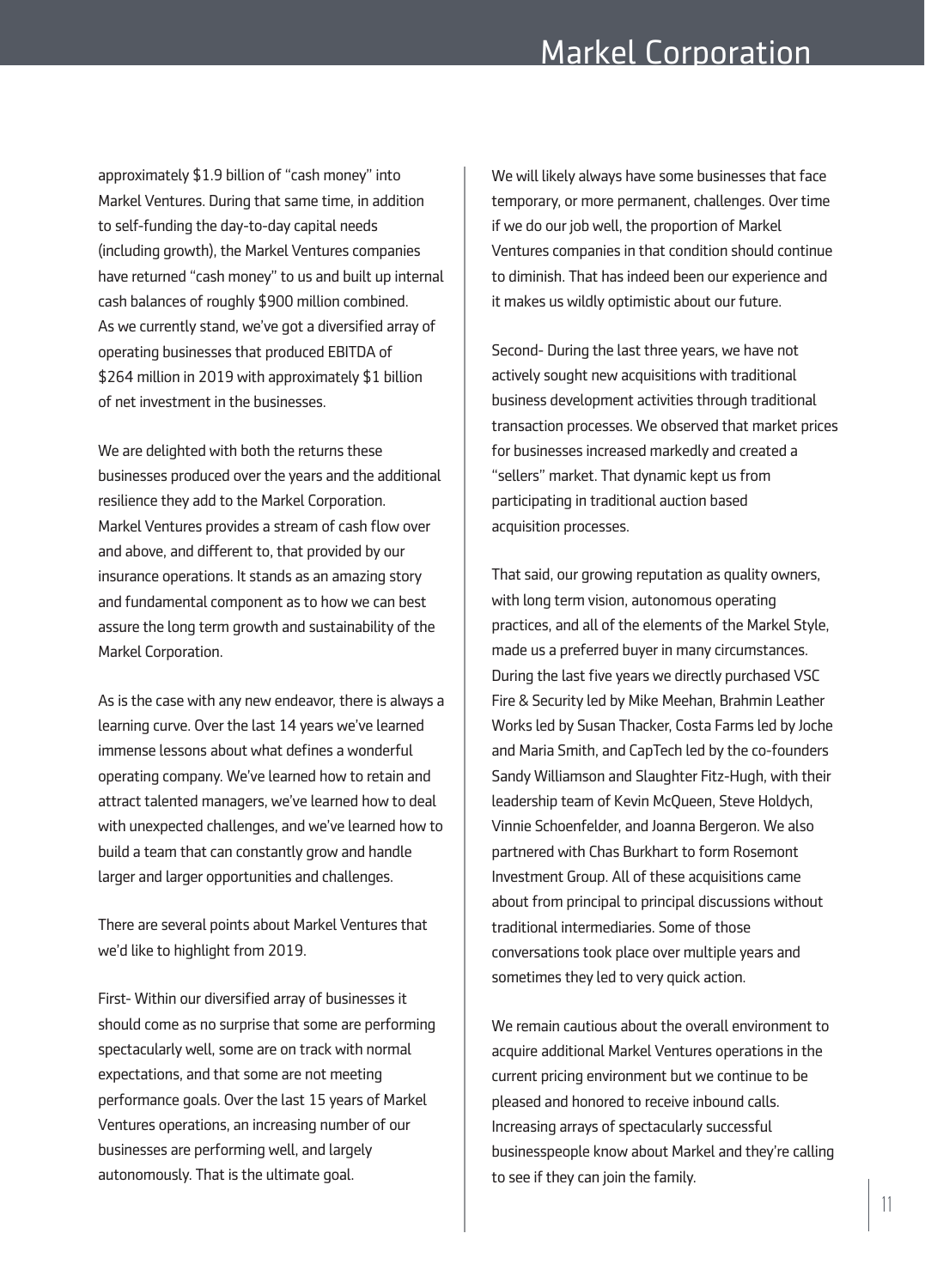approximately $1.9 billion of "cash money" into Markel Ventures. During that same time, in addition to self-funding the day-to-day capital needs (including growth), the Markel Ventures companies have returned "cash money" to us and built up internal cash balances of roughly $900 million combined. As we currently stand, we've got a diversified array of operating businesses that produced EBITDA of $264 million in 2019 with approximately $1 billion of net investment in the businesses.

We are delighted with both the returns these businesses produced over the years and the additional resilience they add to the Markel Corporation. Markel Ventures provides a stream of cash flow over and above, and different to, that provided by our insurance operations. It stands as an amazing story and fundamental component as to how we can best assure the long term growth and sustainability of the Markel Corporation.

As is the case with any new endeavor, there is always a learning curve. Over the last 14 years we've learned immense lessons about what defines a wonderful operating company. We've learned how to retain and attract talented managers, we've learned how to deal with unexpected challenges, and we've learned how to build a team that can constantly grow and handle larger and larger opportunities and challenges.

There are several points about Markel Ventures that we'd like to highlight from 2019.

First- Within our diversified array of businesses it should come as no surprise that some are performing spectacularly well, some are on track with normal expectations, and that some are not meeting performance goals. Over the last 15 years of Markel Ventures operations, an increasing number of our businesses are performing well, and largely autonomously. That is the ultimate goal.

We will likely always have some businesses that face temporary, or more permanent, challenges. Over time if we do our job well, the proportion of Markel Ventures companies in that condition should continue to diminish. That has indeed been our experience and it makes us wildly optimistic about our future.

Second- During the last three years, we have not actively sought new acquisitions with traditional business development activities through traditional transaction processes. We observed that market prices for businesses increased markedly and created a "sellers" market. That dynamic kept us from participating in traditional auction based acquisition processes.

That said, our growing reputation as quality owners, with long term vision, autonomous operating practices, and all of the elements of the Markel Style, made us a preferred buyer in many circumstances. During the last five years we directly purchased VSC Fire & Security led by Mike Meehan, Brahmin Leather Works led by Susan Thacker, Costa Farms led by Joche and Maria Smith, and CapTech led by the co-founders Sandy Williamson and Slaughter Fitz-Hugh, with their leadership team of Kevin McQueen, Steve Holdych, Vinnie Schoenfelder, and Joanna Bergeron. We also partnered with Chas Burkhart to form Rosemont Investment Group. All of these acquisitions came about from principal to principal discussions without traditional intermediaries. Some of those conversations took place over multiple years and sometimes they led to very quick action.

We remain cautious about the overall environment to acquire additional Markel Ventures operations in the current pricing environment but we continue to be pleased and honored to receive inbound calls. Increasing arrays of spectacularly successful businesspeople know about Markel and they're calling to see if they can join the family.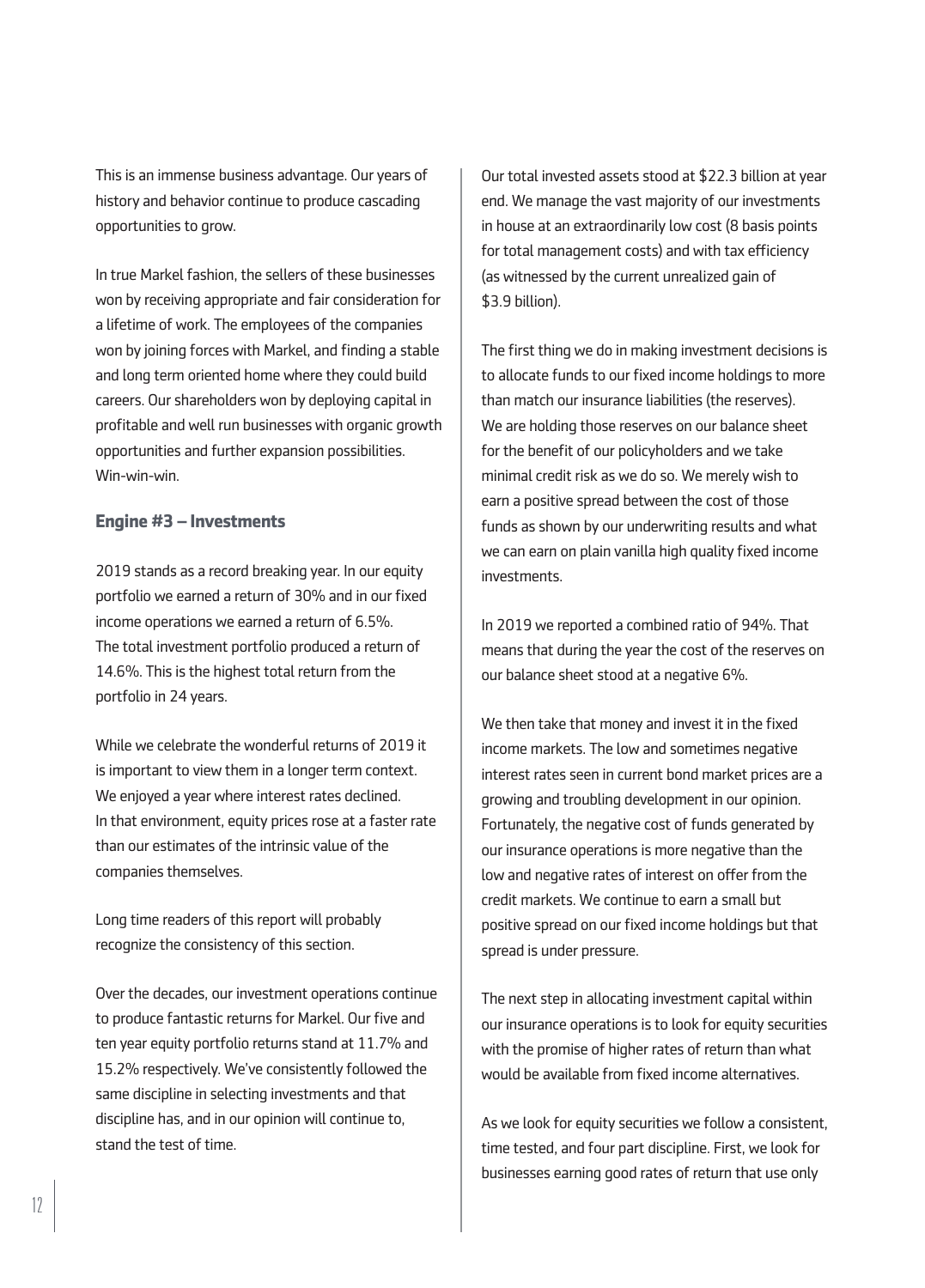This is an immense business advantage. Our years of history and behavior continue to produce cascading opportunities to grow.

In true Markel fashion, the sellers of these businesses won by receiving appropriate and fair consideration for a lifetime of work. The employees of the companies won by joining forces with Markel, and finding a stable and long term oriented home where they could build careers. Our shareholders won by deploying capital in profitable and well run businesses with organic growth opportunities and further expansion possibilities. Win-win-win.

### Engine #3 – Investments

2019 stands as a record breaking year. In our equity portfolio we earned a return of 30% and in our fixed income operations we earned a return of 6.5%. The total investment portfolio produced a return of 14.6%. This is the highest total return from the portfolio in 24 years.

While we celebrate the wonderful returns of 2019 it is important to view them in a longer term context. We enjoyed a year where interest rates declined. In that environment, equity prices rose at a faster rate than our estimates of the intrinsic value of the companies themselves.

Long time readers of this report will probably recognize the consistency of this section.

Over the decades, our investment operations continue to produce fantastic returns for Markel. Our five and ten year equity portfolio returns stand at 11.7% and 15.2% respectively. We've consistently followed the same discipline in selecting investments and that discipline has, and in our opinion will continue to, stand the test of time.

Our total invested assets stood at $22.3 billion at year end. We manage the vast majority of our investments in house at an extraordinarily low cost (8 basis points for total management costs) and with tax efficiency (as witnessed by the current unrealized gain of $3.9 billion).

The first thing we do in making investment decisions is to allocate funds to our fixed income holdings to more than match our insurance liabilities (the reserves). We are holding those reserves on our balance sheet for the benefit of our policyholders and we take minimal credit risk as we do so. We merely wish to earn a positive spread between the cost of those funds as shown by our underwriting results and what we can earn on plain vanilla high quality fixed income investments.

In 2019 we reported a combined ratio of 94%. That means that during the year the cost of the reserves on our balance sheet stood at a negative 6%.

We then take that money and invest it in the fixed income markets. The low and sometimes negative interest rates seen in current bond market prices are a growing and troubling development in our opinion. Fortunately, the negative cost of funds generated by our insurance operations is more negative than the low and negative rates of interest on offer from the credit markets. We continue to earn a small but positive spread on our fixed income holdings but that spread is under pressure.

The next step in allocating investment capital within our insurance operations is to look for equity securities with the promise of higher rates of return than what would be available from fixed income alternatives.

As we look for equity securities we follow a consistent, time tested, and four part discipline. First, we look for businesses earning good rates of return that use only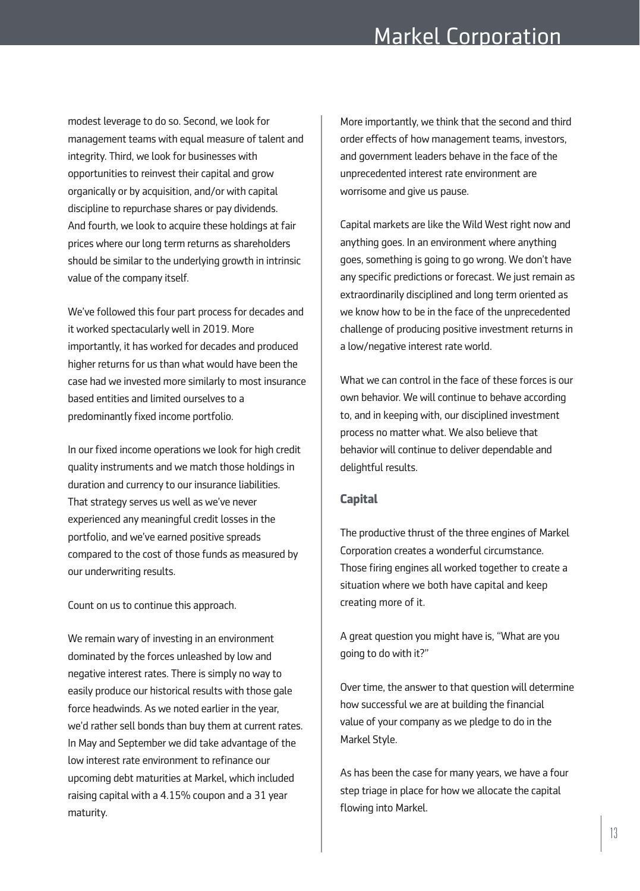modest leverage to do so. Second, we look for management teams with equal measure of talent and integrity. Third, we look for businesses with opportunities to reinvest their capital and grow organically or by acquisition, and/or with capital discipline to repurchase shares or pay dividends. And fourth, we look to acquire these holdings at fair prices where our long term returns as shareholders should be similar to the underlying growth in intrinsic value of the company itself.

We've followed this four part process for decades and it worked spectacularly well in 2019. More importantly, it has worked for decades and produced higher returns for us than what would have been the case had we invested more similarly to most insurance based entities and limited ourselves to a predominantly fixed income portfolio.

In our fixed income operations we look for high credit quality instruments and we match those holdings in duration and currency to our insurance liabilities. That strategy serves us well as we've never experienced any meaningful credit losses in the portfolio, and we've earned positive spreads compared to the cost of those funds as measured by our underwriting results.

Count on us to continue this approach.

We remain wary of investing in an environment dominated by the forces unleashed by low and negative interest rates. There is simply no way to easily produce our historical results with those gale force headwinds. As we noted earlier in the year, we'd rather sell bonds than buy them at current rates. In May and September we did take advantage of the low interest rate environment to refinance our upcoming debt maturities at Markel, which included raising capital with a 4.15% coupon and a 31 year maturity.

More importantly, we think that the second and third order effects of how management teams, investors, and government leaders behave in the face of the unprecedented interest rate environment are worrisome and give us pause.

Capital markets are like the Wild West right now and anything goes. In an environment where anything goes, something is going to go wrong. We don't have any specific predictions or forecast. We just remain as extraordinarily disciplined and long term oriented as we know how to be in the face of the unprecedented challenge of producing positive investment returns in a low/negative interest rate world.

What we can control in the face of these forces is our own behavior. We will continue to behave according to, and in keeping with, our disciplined investment process no matter what. We also believe that behavior will continue to deliver dependable and delightful results.

## Capital

The productive thrust of the three engines of Markel Corporation creates a wonderful circumstance. Those firing engines all worked together to create a situation where we both have capital and keep creating more of it.

A great question you might have is, "What are you going to do with it?"

Over time, the answer to that question will determine how successful we are at building the financial value of your company as we pledge to do in the Markel Style.

As has been the case for many years, we have a four step triage in place for how we allocate the capital flowing into Markel.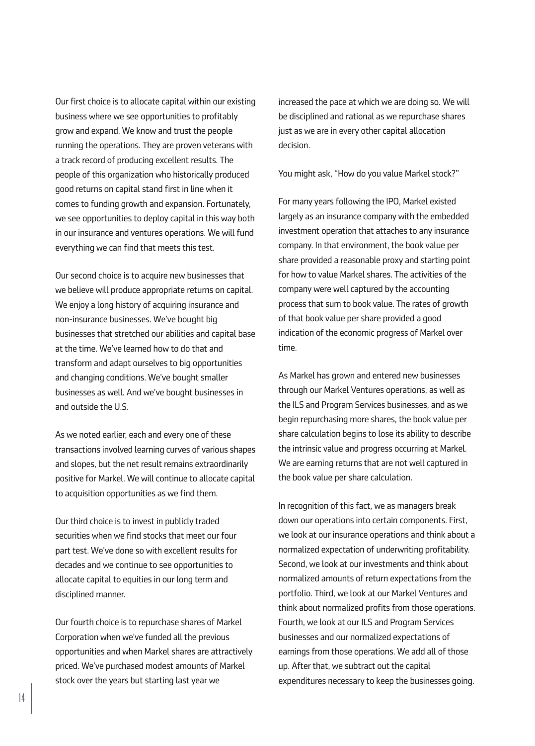Our first choice is to allocate capital within our existing business where we see opportunities to profitably grow and expand. We know and trust the people running the operations. They are proven veterans with a track record of producing excellent results. The people of this organization who historically produced good returns on capital stand first in line when it comes to funding growth and expansion. Fortunately, we see opportunities to deploy capital in this way both in our insurance and ventures operations. We will fund everything we can find that meets this test.

Our second choice is to acquire new businesses that we believe will produce appropriate returns on capital. We enjoy a long history of acquiring insurance and non-insurance businesses. We've bought big businesses that stretched our abilities and capital base at the time. We've learned how to do that and transform and adapt ourselves to big opportunities and changing conditions. We've bought smaller businesses as well. And we've bought businesses in and outside the U.S.

As we noted earlier, each and every one of these transactions involved learning curves of various shapes and slopes, but the net result remains extraordinarily positive for Markel. We will continue to allocate capital to acquisition opportunities as we find them.

Our third choice is to invest in publicly traded securities when we find stocks that meet our four part test. We've done so with excellent results for decades and we continue to see opportunities to allocate capital to equities in our long term and disciplined manner.

Our fourth choice is to repurchase shares of Markel Corporation when we've funded all the previous opportunities and when Markel shares are attractively priced. We've purchased modest amounts of Markel stock over the years but starting last year we increased the pace at which we are doing so. We will be disciplined and rational as we repurchase shares just as we are in every other capital allocation decision.

You might ask, "How do you value Markel stock?"

For many years following the IPO, Markel existed largely as an insurance company with the embedded investment operation that attaches to any insurance company. In that environment, the book value per share provided a reasonable proxy and starting point for how to value Markel shares. The activities of the company were well captured by the accounting process that sum to book value. The rates of growth of that book value per share provided a good indication of the economic progress of Markel over time.

As Markel has grown and entered new businesses through our Markel Ventures operations, as well as the ILS and Program Services businesses, and as we begin repurchasing more shares, the book value per share calculation begins to lose its ability to describe the intrinsic value and progress occurring at Markel. We are earning returns that are not well captured in the book value per share calculation.

In recognition of this fact, we as managers break down our operations into certain components. First, we look at our insurance operations and think about a normalized expectation of underwriting profitability. Second, we look at our investments and think about normalized amounts of return expectations from the portfolio. Third, we look at our Markel Ventures and think about normalized profits from those operations. Fourth, we look at our ILS and Program Services businesses and our normalized expectations of earnings from those operations. We add all of those up. After that, we subtract out the capital expenditures necessary to keep the businesses going.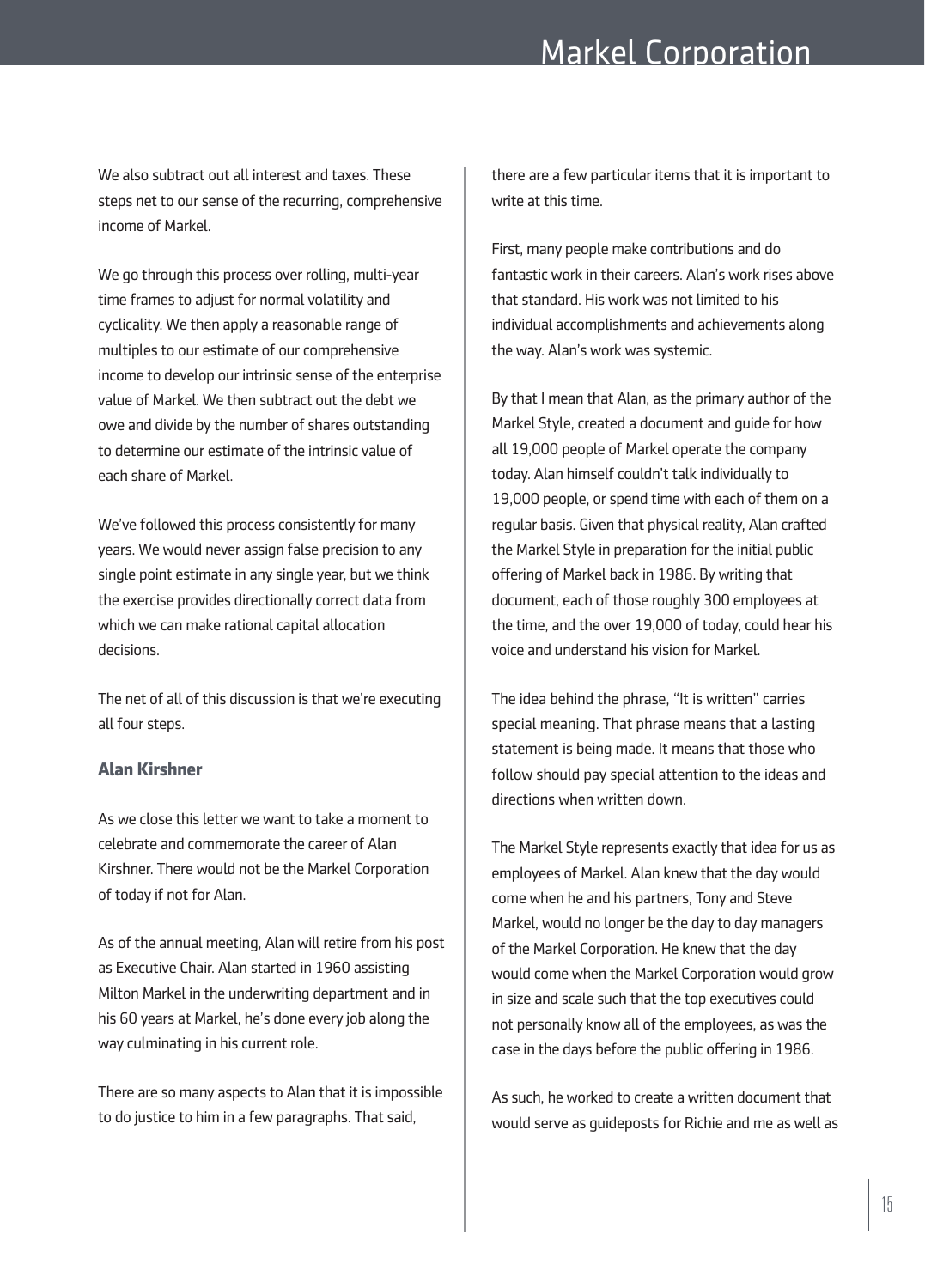We also subtract out all interest and taxes. These steps net to our sense of the recurring, comprehensive income of Markel.

We go through this process over rolling, multi-year time frames to adjust for normal volatility and cyclicality. We then apply a reasonable range of multiples to our estimate of our comprehensive income to develop our intrinsic sense of the enterprise value of Markel. We then subtract out the debt we owe and divide by the number of shares outstanding to determine our estimate of the intrinsic value of each share of Markel.

We've followed this process consistently for many years. We would never assign false precision to any single point estimate in any single year, but we think the exercise provides directionally correct data from which we can make rational capital allocation decisions.

The net of all of this discussion is that we're executing all four steps.

### Alan Kirshner

As we close this letter we want to take a moment to celebrate and commemorate the career of Alan Kirshner. There would not be the Markel Corporation of today if not for Alan.

As of the annual meeting, Alan will retire from his post as Executive Chair. Alan started in 1960 assisting Milton Markel in the underwriting department and in his 60 years at Markel, he's done every job along the way culminating in his current role.

There are so many aspects to Alan that it is impossible to do justice to him in a few paragraphs. That said, there are a few particular items that it is important to write at this time.

First, many people make contributions and do fantastic work in their careers. Alan's work rises above that standard. His work was not limited to his individual accomplishments and achievements along the way. Alan's work was systemic.

By that I mean that Alan, as the primary author of the Markel Style, created a document and guide for how all 19,000 people of Markel operate the company today. Alan himself couldn't talk individually to 19,000 people, or spend time with each of them on a regular basis. Given that physical reality, Alan crafted the Markel Style in preparation for the initial public offering of Markel back in 1986. By writing that document, each of those roughly 300 employees at the time, and the over 19,000 of today, could hear his voice and understand his vision for Markel.

The idea behind the phrase, "It is written" carries special meaning. That phrase means that a lasting statement is being made. It means that those who follow should pay special attention to the ideas and directions when written down.

The Markel Style represents exactly that idea for us as employees of Markel. Alan knew that the day would come when he and his partners, Tony and Steve Markel, would no longer be the day to day managers of the Markel Corporation. He knew that the day would come when the Markel Corporation would grow in size and scale such that the top executives could not personally know all of the employees, as was the case in the days before the public offering in 1986.

As such, he worked to create a written document that would serve as guideposts for Richie and me as well as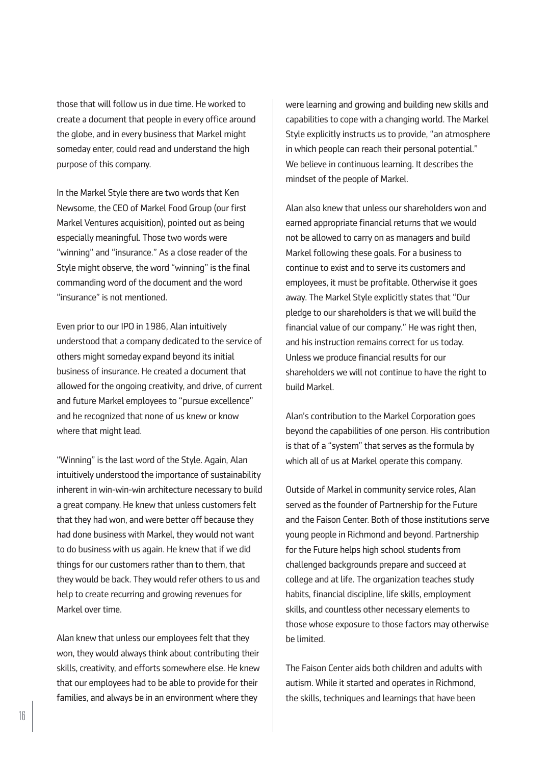those that will follow us in due time. He worked to create a document that people in every office around the globe, and in every business that Markel might someday enter, could read and understand the high purpose of this company.

In the Markel Style there are two words that Ken Newsome, the CEO of Markel Food Group (our first Markel Ventures acquisition), pointed out as being especially meaningful. Those two words were "winning" and "insurance." As a close reader of the Style might observe, the word "winning" is the final commanding word of the document and the word "insurance" is not mentioned.

Even prior to our IPO in 1986, Alan intuitively understood that a company dedicated to the service of others might someday expand beyond its initial business of insurance. He created a document that allowed for the ongoing creativity, and drive, of current and future Markel employees to "pursue excellence" and he recognized that none of us knew or know where that might lead.

"Winning" is the last word of the Style. Again, Alan intuitively understood the importance of sustainability inherent in win-win-win architecture necessary to build a great company. He knew that unless customers felt that they had won, and were better off because they had done business with Markel, they would not want to do business with us again. He knew that if we did things for our customers rather than to them, that they would be back. They would refer others to us and help to create recurring and growing revenues for Markel over time.

Alan knew that unless our employees felt that they won, they would always think about contributing their skills, creativity, and efforts somewhere else. He knew that our employees had to be able to provide for their families, and always be in an environment where they were learning and growing and building new skills and capabilities to cope with a changing world. The Markel Style explicitly instructs us to provide, "an atmosphere in which people can reach their personal potential." We believe in continuous learning. It describes the mindset of the people of Markel.

Alan also knew that unless our shareholders won and earned appropriate financial returns that we would not be allowed to carry on as managers and build Markel following these goals. For a business to continue to exist and to serve its customers and employees, it must be profitable. Otherwise it goes away. The Markel Style explicitly states that "Our pledge to our shareholders is that we will build the financial value of our company." He was right then, and his instruction remains correct for us today. Unless we produce financial results for our shareholders we will not continue to have the right to build Markel.

Alan's contribution to the Markel Corporation goes beyond the capabilities of one person. His contribution is that of a "system" that serves as the formula by which all of us at Markel operate this company.

Outside of Markel in community service roles, Alan served as the founder of Partnership for the Future and the Faison Center. Both of those institutions serve young people in Richmond and beyond. Partnership for the Future helps high school students from challenged backgrounds prepare and succeed at college and at life. The organization teaches study habits, financial discipline, life skills, employment skills, and countless other necessary elements to those whose exposure to those factors may otherwise be limited.

The Faison Center aids both children and adults with autism. While it started and operates in Richmond, the skills, techniques and learnings that have been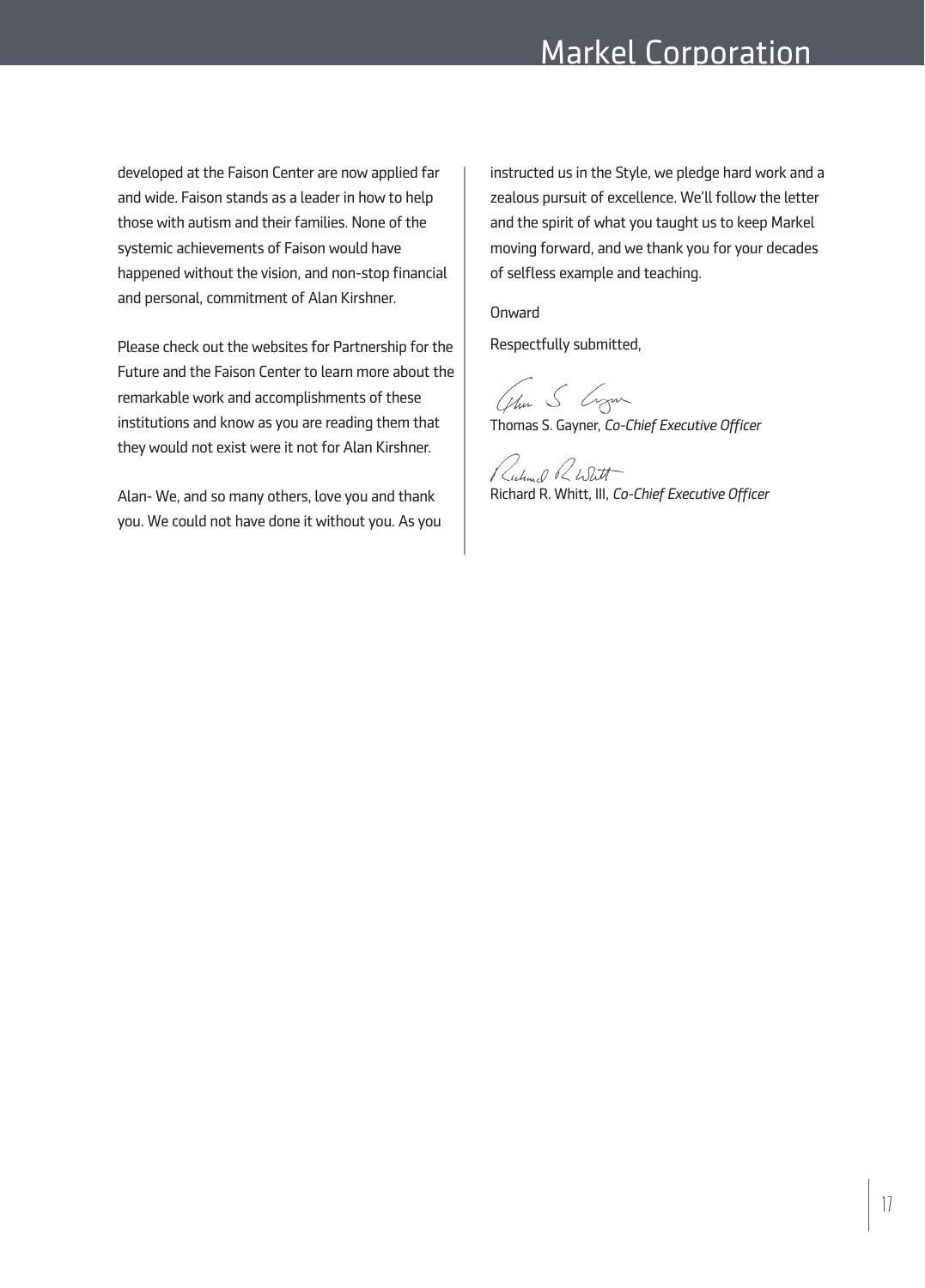developed at the Faison Center are now applied far and wide. Faison stands as a leader in how to help those with autism and their families. None of the systemic achievements of Faison would have happened without the vision, and non-stop financial and personal, commitment of Alan Kirshner.

Please check out the websites for Partnership for the Future and the Faison Center to learn more about the remarkable work and accomplishments of these institutions and know as you are reading them that they would not exist were it not for Alan Kirshner.

Alan- We, and so many others, love you and thank you. We could not have done it without you. As you instructed us in the Style, we pledge hard work and a zealous pursuit of excellence. We'll follow the letter and the spirit of what you taught us to keep Markel moving forward, and we thank you for your decades of selfless example and teaching.

Onward

Respectfully submitted,

Thomas S. Gayner, *Co-Chief Executive Officer*

Richard R. Whitt, III, *Co-Chief Executive Officer*